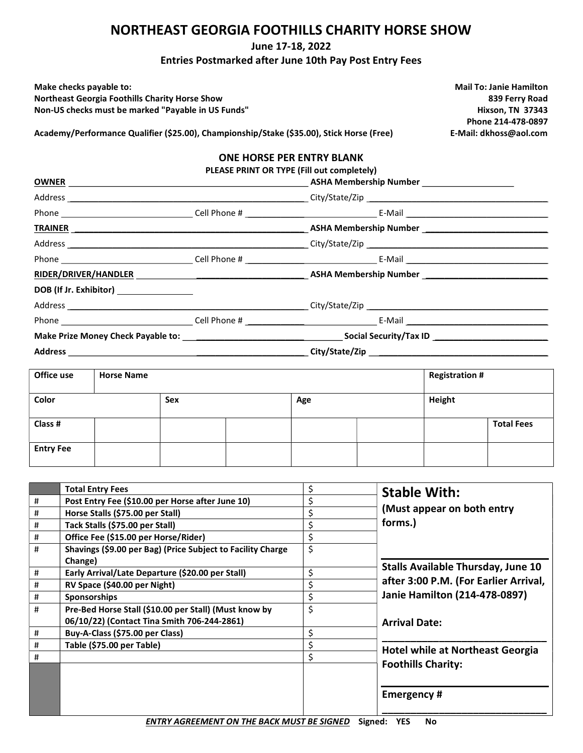# NORTHEAST GEORGIA FOOTHILLS CHARITY HORSE SHOW

**June 17-18, 2022**

**Entries Postmarked after June 10th Pay Post Entry Fees**

**Make checks payable to:**
**Northeast Georgia Foothills Charity Horse Show**
**Non-US checks must be marked "Payable in US Funds"**

**Mail To: Janie Hamilton**
**839 Ferry Road**
**Hixson, TN 37343**
**Phone 214-478-0897**
**E-Mail: dkhoss@aol.com**

**Academy/Performance Qualifier ($25.00), Championship/Stake ($35.00), Stick Horse (Free)**

**ONE HORSE PER ENTRY BLANK**

**PLEASE PRINT OR TYPE (Fill out completely)**

**OWNER** ______________________ **ASHA Membership Number** ______________

Address ______________________ City/State/Zip ______________________

Phone ______________ Cell Phone # ______________ E-Mail ______________

**TRAINER** ______________________ **ASHA Membership Number** ______________

Address ______________________ City/State/Zip ______________________

Phone ______________ Cell Phone # ______________ E-Mail ______________

**RIDER/DRIVER/HANDLER** ______________________ **ASHA Membership Number** ______________

**DOB (If Jr. Exhibitor)** ______________

Address ______________________ City/State/Zip ______________________

Phone ______________ Cell Phone # ______________ E-Mail ______________

**Make Prize Money Check Payable to:** ______________________ **Social Security/Tax ID** ______________

**Address** ______________________ **City/State/Zip** ______________________

| Office use | Horse Name | | | | | Registration # | |
|---|---|---|---|---|---|---|---|
| **Color** | | **Sex** | | **Age** | | **Height** | |
| **Class #** | | | | | | | **Total Fees** |
| **Entry Fee** | | | | | | | |

| | | | |
|---|---|---|---|
| | **Total Entry Fees** | $ | **Stable With:** (Must appear on both entry forms.) |
| # | **Post Entry Fee ($10.00 per Horse after June 10)** | $ | |
| # | **Horse Stalls ($75.00 per Stall)** | $ | |
| # | **Tack Stalls ($75.00 per Stall)** | $ | |
| # | **Office Fee ($15.00 per Horse/Rider)** | $ | |
| # | **Shavings ($9.00 per Bag) (Price Subject to Facility Charge Change)** | $ | |
| # | **Early Arrival/Late Departure ($20.00 per Stall)** | $ | **Stalls Available Thursday, June 10 after 3:00 P.M. (For Earlier Arrival, Janie Hamilton (214-478-0897)** |
| # | **RV Space ($40.00 per Night)** | $ | |
| # | **Sponsorships** | $ | |
| # | **Pre-Bed Horse Stall ($10.00 per Stall) (Must know by 06/10/22) (Contact Tina Smith 706-244-2861)** | $ | **Arrival Date:** ______________ |
| # | **Buy-A-Class ($75.00 per Class)** | $ | |
| # | **Table ($75.00 per Table)** | $ | **Hotel while at Northeast Georgia Foothills Charity:** ______________ |
| # | | $ | |
| | | | **Emergency #** ______________ |

***ENTRY AGREEMENT ON THE BACK MUST BE SIGNED*** **Signed: YES No**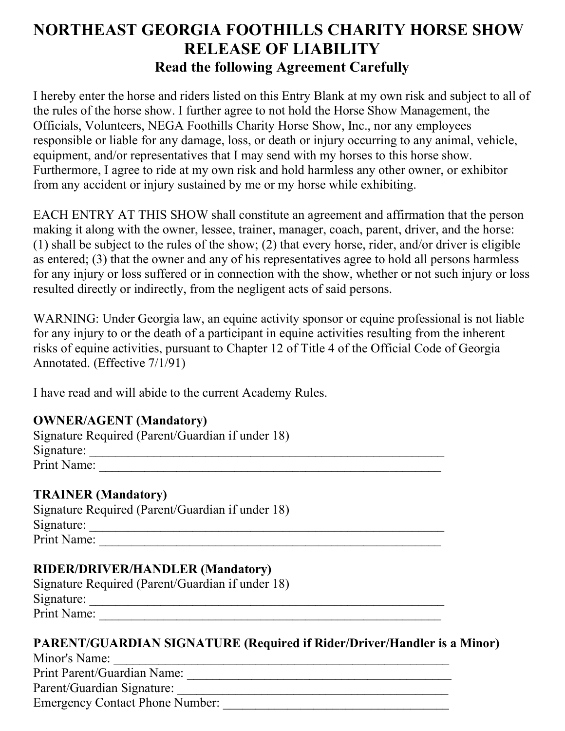# NORTHEAST GEORGIA FOOTHILLS CHARITY HORSE SHOW RELEASE OF LIABILITY

### Read the following Agreement Carefully

I hereby enter the horse and riders listed on this Entry Blank at my own risk and subject to all of the rules of the horse show. I further agree to not hold the Horse Show Management, the Officials, Volunteers, NEGA Foothills Charity Horse Show, Inc., nor any employees responsible or liable for any damage, loss, or death or injury occurring to any animal, vehicle, equipment, and/or representatives that I may send with my horses to this horse show. Furthermore, I agree to ride at my own risk and hold harmless any other owner, or exhibitor from any accident or injury sustained by me or my horse while exhibiting.

EACH ENTRY AT THIS SHOW shall constitute an agreement and affirmation that the person making it along with the owner, lessee, trainer, manager, coach, parent, driver, and the horse: (1) shall be subject to the rules of the show; (2) that every horse, rider, and/or driver is eligible as entered; (3) that the owner and any of his representatives agree to hold all persons harmless for any injury or loss suffered or in connection with the show, whether or not such injury or loss resulted directly or indirectly, from the negligent acts of said persons.

WARNING: Under Georgia law, an equine activity sponsor or equine professional is not liable for any injury to or the death of a participant in equine activities resulting from the inherent risks of equine activities, pursuant to Chapter 12 of Title 4 of the Official Code of Georgia Annotated. (Effective 7/1/91)

I have read and will abide to the current Academy Rules.

**OWNER/AGENT (Mandatory)**
Signature Required (Parent/Guardian if under 18)
Signature: ____________________________________________________________
Print Name: ___________________________________________________________

**TRAINER (Mandatory)**
Signature Required (Parent/Guardian if under 18)
Signature: ____________________________________________________________
Print Name: ___________________________________________________________

**RIDER/DRIVER/HANDLER (Mandatory)**
Signature Required (Parent/Guardian if under 18)
Signature: ____________________________________________________________
Print Name: ___________________________________________________________

**PARENT/GUARDIAN SIGNATURE (Required if Rider/Driver/Handler is a Minor)**
Minor's Name: _________________________________________________________
Print Parent/Guardian Name: ____________________________________________
Parent/Guardian Signature: ______________________________________________
Emergency Contact Phone Number: _______________________________________